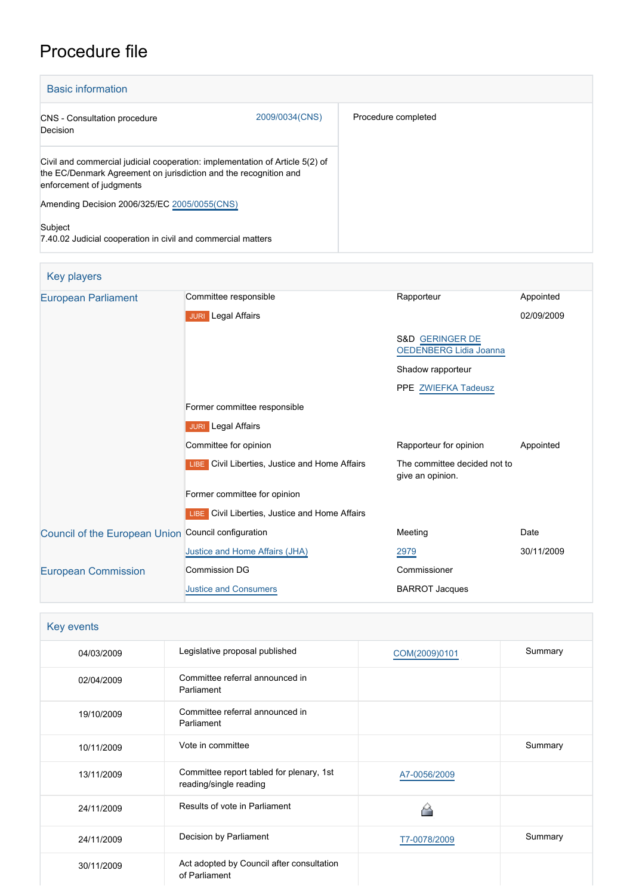# Procedure file

## Basic information

| | | |
|---|---|---|
| CNS - Consultation procedure<br>Decision | 2009/0034(CNS) | Procedure completed |
| Civil and commercial judicial cooperation: implementation of Article 5(2) of the EC/Denmark Agreement on jurisdiction and the recognition and enforcement of judgments<br><br>Amending Decision 2006/325/EC 2005/0055(CNS)<br><br>Subject<br>7.40.02 Judicial cooperation in civil and commercial matters | | |

## Key players

| | | | |
|---|---|---|---|
| European Parliament | Committee responsible | Rapporteur | Appointed |
| | JURI Legal Affairs | | 02/09/2009 |
| | | S&D GERINGER DE OEDENBERG Lidia Joanna | |
| | | Shadow rapporteur | |
| | | PPE ZWIEFKA Tadeusz | |
| | Former committee responsible | | |
| | JURI Legal Affairs | | |
| | Committee for opinion | Rapporteur for opinion | Appointed |
| | LIBE Civil Liberties, Justice and Home Affairs | The committee decided not to give an opinion. | |
| | Former committee for opinion | | |
| | LIBE Civil Liberties, Justice and Home Affairs | | |
| Council of the European Union | Council configuration | Meeting | Date |
| | Justice and Home Affairs (JHA) | 2979 | 30/11/2009 |
| European Commission | Commission DG | Commissioner | |
| | Justice and Consumers | BARROT Jacques | |

## Key events

| | | | |
|---|---|---|---|
| 04/03/2009 | Legislative proposal published | COM(2009)0101 | Summary |
| 02/04/2009 | Committee referral announced in Parliament | | |
| 19/10/2009 | Committee referral announced in Parliament | | |
| 10/11/2009 | Vote in committee | | Summary |
| 13/11/2009 | Committee report tabled for plenary, 1st reading/single reading | A7-0056/2009 | |
| 24/11/2009 | Results of vote in Parliament | | |
| 24/11/2009 | Decision by Parliament | T7-0078/2009 | Summary |
| 30/11/2009 | Act adopted by Council after consultation of Parliament | | |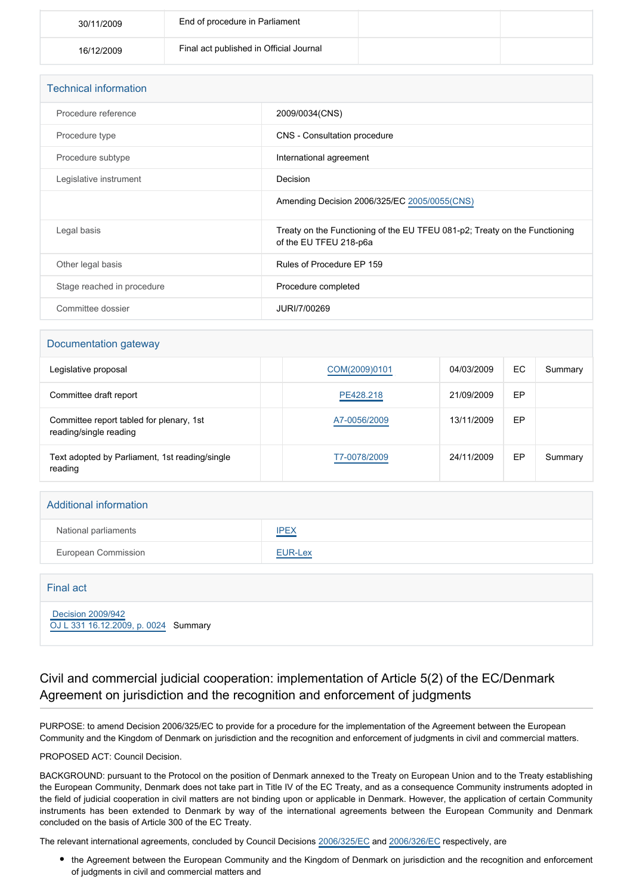| | | | |
|---|---|---|---|
| 30/11/2009 | End of procedure in Parliament | | |
| 16/12/2009 | Final act published in Official Journal | | |

## Technical information

| | |
|---|---|
| Procedure reference | 2009/0034(CNS) |
| Procedure type | CNS - Consultation procedure |
| Procedure subtype | International agreement |
| Legislative instrument | Decision |
| | Amending Decision 2006/325/EC 2005/0055(CNS) |
| Legal basis | Treaty on the Functioning of the EU TFEU 081-p2; Treaty on the Functioning of the EU TFEU 218-p6a |
| Other legal basis | Rules of Procedure EP 159 |
| Stage reached in procedure | Procedure completed |
| Committee dossier | JURI/7/00269 |

## Documentation gateway

| | | | | | |
|---|---|---|---|---|---|
| Legislative proposal | | COM(2009)0101 | 04/03/2009 | EC | Summary |
| Committee draft report | | PE428.218 | 21/09/2009 | EP | |
| Committee report tabled for plenary, 1st reading/single reading | | A7-0056/2009 | 13/11/2009 | EP | |
| Text adopted by Parliament, 1st reading/single reading | | T7-0078/2009 | 24/11/2009 | EP | Summary |

## Additional information

| | |
|---|---|
| National parliaments | IPEX |
| European Commission | EUR-Lex |

## Final act

Decision 2009/942
OJ L 331 16.12.2009, p. 0024 Summary

## Civil and commercial judicial cooperation: implementation of Article 5(2) of the EC/Denmark Agreement on jurisdiction and the recognition and enforcement of judgments

PURPOSE: to amend Decision 2006/325/EC to provide for a procedure for the implementation of the Agreement between the European Community and the Kingdom of Denmark on jurisdiction and the recognition and enforcement of judgments in civil and commercial matters.

PROPOSED ACT: Council Decision.

BACKGROUND: pursuant to the Protocol on the position of Denmark annexed to the Treaty on European Union and to the Treaty establishing the European Community, Denmark does not take part in Title IV of the EC Treaty, and as a consequence Community instruments adopted in the field of judicial cooperation in civil matters are not binding upon or applicable in Denmark. However, the application of certain Community instruments has been extended to Denmark by way of the international agreements between the European Community and Denmark concluded on the basis of Article 300 of the EC Treaty.

The relevant international agreements, concluded by Council Decisions 2006/325/EC and 2006/326/EC respectively, are

- the Agreement between the European Community and the Kingdom of Denmark on jurisdiction and the recognition and enforcement of judgments in civil and commercial matters and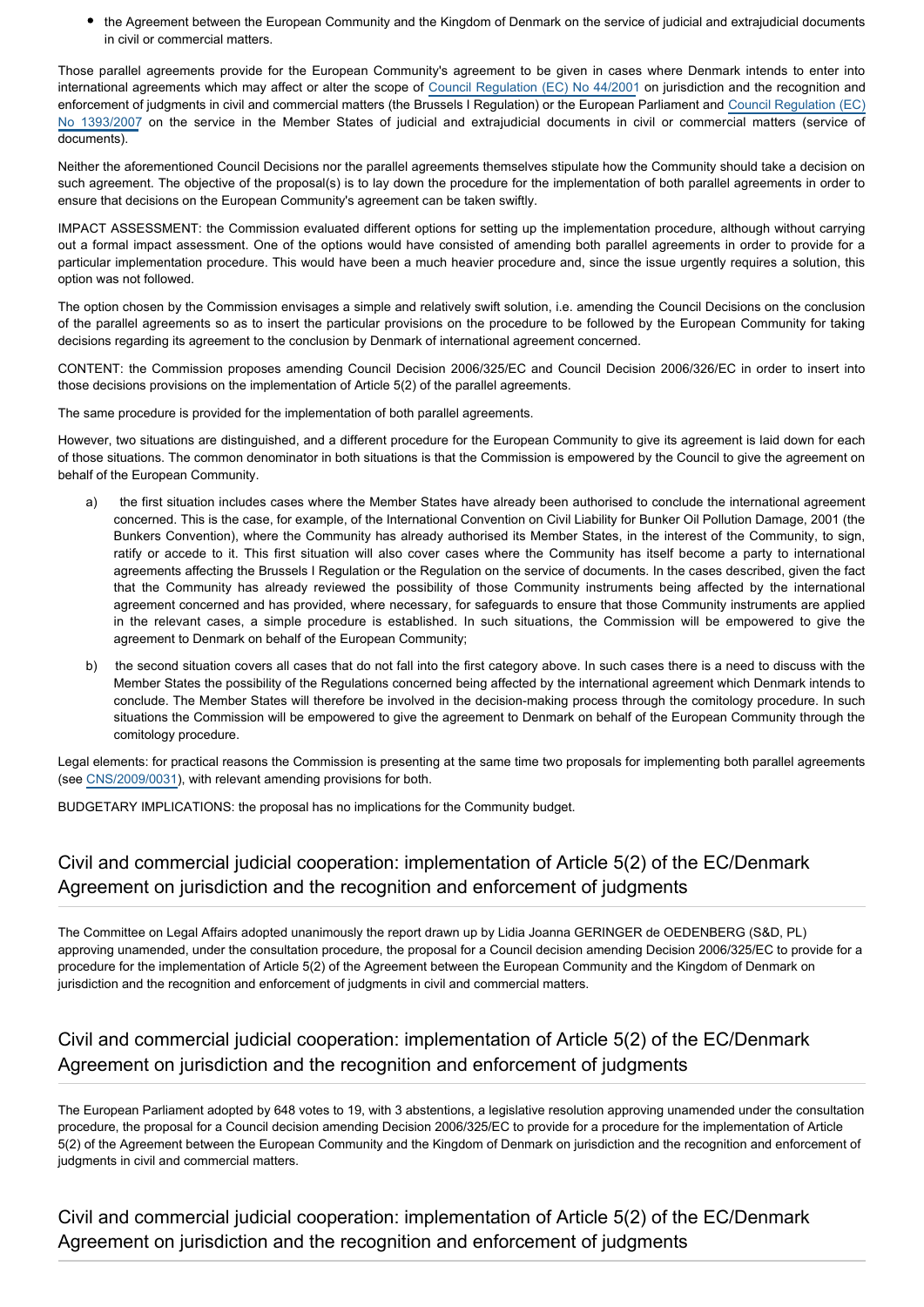- the Agreement between the European Community and the Kingdom of Denmark on the service of judicial and extrajudicial documents in civil or commercial matters.

Those parallel agreements provide for the European Community's agreement to be given in cases where Denmark intends to enter into international agreements which may affect or alter the scope of Council Regulation (EC) No 44/2001 on jurisdiction and the recognition and enforcement of judgments in civil and commercial matters (the Brussels I Regulation) or the European Parliament and Council Regulation (EC) No 1393/2007 on the service in the Member States of judicial and extrajudicial documents in civil or commercial matters (service of documents).

Neither the aforementioned Council Decisions nor the parallel agreements themselves stipulate how the Community should take a decision on such agreement. The objective of the proposal(s) is to lay down the procedure for the implementation of both parallel agreements in order to ensure that decisions on the European Community's agreement can be taken swiftly.

IMPACT ASSESSMENT: the Commission evaluated different options for setting up the implementation procedure, although without carrying out a formal impact assessment. One of the options would have consisted of amending both parallel agreements in order to provide for a particular implementation procedure. This would have been a much heavier procedure and, since the issue urgently requires a solution, this option was not followed.

The option chosen by the Commission envisages a simple and relatively swift solution, i.e. amending the Council Decisions on the conclusion of the parallel agreements so as to insert the particular provisions on the procedure to be followed by the European Community for taking decisions regarding its agreement to the conclusion by Denmark of international agreement concerned.

CONTENT: the Commission proposes amending Council Decision 2006/325/EC and Council Decision 2006/326/EC in order to insert into those decisions provisions on the implementation of Article 5(2) of the parallel agreements.

The same procedure is provided for the implementation of both parallel agreements.

However, two situations are distinguished, and a different procedure for the European Community to give its agreement is laid down for each of those situations. The common denominator in both situations is that the Commission is empowered by the Council to give the agreement on behalf of the European Community.

a) the first situation includes cases where the Member States have already been authorised to conclude the international agreement concerned. This is the case, for example, of the International Convention on Civil Liability for Bunker Oil Pollution Damage, 2001 (the Bunkers Convention), where the Community has already authorised its Member States, in the interest of the Community, to sign, ratify or accede to it. This first situation will also cover cases where the Community has itself become a party to international agreements affecting the Brussels I Regulation or the Regulation on the service of documents. In the cases described, given the fact that the Community has already reviewed the possibility of those Community instruments being affected by the international agreement concerned and has provided, where necessary, for safeguards to ensure that those Community instruments are applied in the relevant cases, a simple procedure is established. In such situations, the Commission will be empowered to give the agreement to Denmark on behalf of the European Community;

b) the second situation covers all cases that do not fall into the first category above. In such cases there is a need to discuss with the Member States the possibility of the Regulations concerned being affected by the international agreement which Denmark intends to conclude. The Member States will therefore be involved in the decision-making process through the comitology procedure. In such situations the Commission will be empowered to give the agreement to Denmark on behalf of the European Community through the comitology procedure.

Legal elements: for practical reasons the Commission is presenting at the same time two proposals for implementing both parallel agreements (see CNS/2009/0031), with relevant amending provisions for both.

BUDGETARY IMPLICATIONS: the proposal has no implications for the Community budget.

## Civil and commercial judicial cooperation: implementation of Article 5(2) of the EC/Denmark Agreement on jurisdiction and the recognition and enforcement of judgments

The Committee on Legal Affairs adopted unanimously the report drawn up by Lidia Joanna GERINGER de OEDENBERG (S&D, PL) approving unamended, under the consultation procedure, the proposal for a Council decision amending Decision 2006/325/EC to provide for a procedure for the implementation of Article 5(2) of the Agreement between the European Community and the Kingdom of Denmark on jurisdiction and the recognition and enforcement of judgments in civil and commercial matters.

## Civil and commercial judicial cooperation: implementation of Article 5(2) of the EC/Denmark Agreement on jurisdiction and the recognition and enforcement of judgments

The European Parliament adopted by 648 votes to 19, with 3 abstentions, a legislative resolution approving unamended under the consultation procedure, the proposal for a Council decision amending Decision 2006/325/EC to provide for a procedure for the implementation of Article 5(2) of the Agreement between the European Community and the Kingdom of Denmark on jurisdiction and the recognition and enforcement of judgments in civil and commercial matters.

## Civil and commercial judicial cooperation: implementation of Article 5(2) of the EC/Denmark Agreement on jurisdiction and the recognition and enforcement of judgments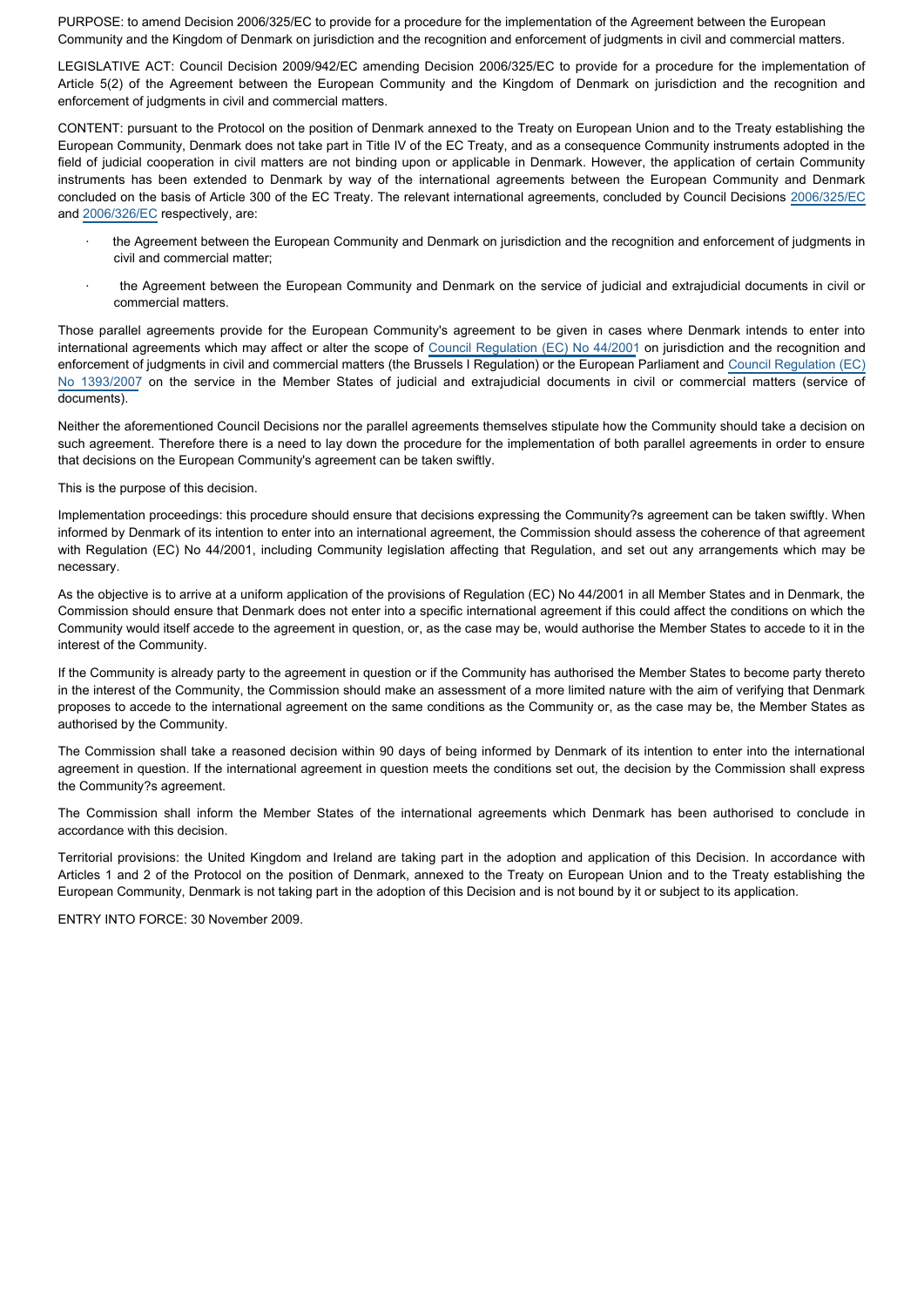PURPOSE: to amend Decision 2006/325/EC to provide for a procedure for the implementation of the Agreement between the European Community and the Kingdom of Denmark on jurisdiction and the recognition and enforcement of judgments in civil and commercial matters.

LEGISLATIVE ACT: Council Decision 2009/942/EC amending Decision 2006/325/EC to provide for a procedure for the implementation of Article 5(2) of the Agreement between the European Community and the Kingdom of Denmark on jurisdiction and the recognition and enforcement of judgments in civil and commercial matters.

CONTENT: pursuant to the Protocol on the position of Denmark annexed to the Treaty on European Union and to the Treaty establishing the European Community, Denmark does not take part in Title IV of the EC Treaty, and as a consequence Community instruments adopted in the field of judicial cooperation in civil matters are not binding upon or applicable in Denmark. However, the application of certain Community instruments has been extended to Denmark by way of the international agreements between the European Community and Denmark concluded on the basis of Article 300 of the EC Treaty. The relevant international agreements, concluded by Council Decisions 2006/325/EC and 2006/326/EC respectively, are:

- the Agreement between the European Community and Denmark on jurisdiction and the recognition and enforcement of judgments in civil and commercial matter;
- the Agreement between the European Community and Denmark on the service of judicial and extrajudicial documents in civil or commercial matters.

Those parallel agreements provide for the European Community's agreement to be given in cases where Denmark intends to enter into international agreements which may affect or alter the scope of Council Regulation (EC) No 44/2001 on jurisdiction and the recognition and enforcement of judgments in civil and commercial matters (the Brussels I Regulation) or the European Parliament and Council Regulation (EC) No 1393/2007 on the service in the Member States of judicial and extrajudicial documents in civil or commercial matters (service of documents).

Neither the aforementioned Council Decisions nor the parallel agreements themselves stipulate how the Community should take a decision on such agreement. Therefore there is a need to lay down the procedure for the implementation of both parallel agreements in order to ensure that decisions on the European Community's agreement can be taken swiftly.

This is the purpose of this decision.

Implementation proceedings: this procedure should ensure that decisions expressing the Community?s agreement can be taken swiftly. When informed by Denmark of its intention to enter into an international agreement, the Commission should assess the coherence of that agreement with Regulation (EC) No 44/2001, including Community legislation affecting that Regulation, and set out any arrangements which may be necessary.

As the objective is to arrive at a uniform application of the provisions of Regulation (EC) No 44/2001 in all Member States and in Denmark, the Commission should ensure that Denmark does not enter into a specific international agreement if this could affect the conditions on which the Community would itself accede to the agreement in question, or, as the case may be, would authorise the Member States to accede to it in the interest of the Community.

If the Community is already party to the agreement in question or if the Community has authorised the Member States to become party thereto in the interest of the Community, the Commission should make an assessment of a more limited nature with the aim of verifying that Denmark proposes to accede to the international agreement on the same conditions as the Community or, as the case may be, the Member States as authorised by the Community.

The Commission shall take a reasoned decision within 90 days of being informed by Denmark of its intention to enter into the international agreement in question. If the international agreement in question meets the conditions set out, the decision by the Commission shall express the Community?s agreement.

The Commission shall inform the Member States of the international agreements which Denmark has been authorised to conclude in accordance with this decision.

Territorial provisions: the United Kingdom and Ireland are taking part in the adoption and application of this Decision. In accordance with Articles 1 and 2 of the Protocol on the position of Denmark, annexed to the Treaty on European Union and to the Treaty establishing the European Community, Denmark is not taking part in the adoption of this Decision and is not bound by it or subject to its application.

ENTRY INTO FORCE: 30 November 2009.